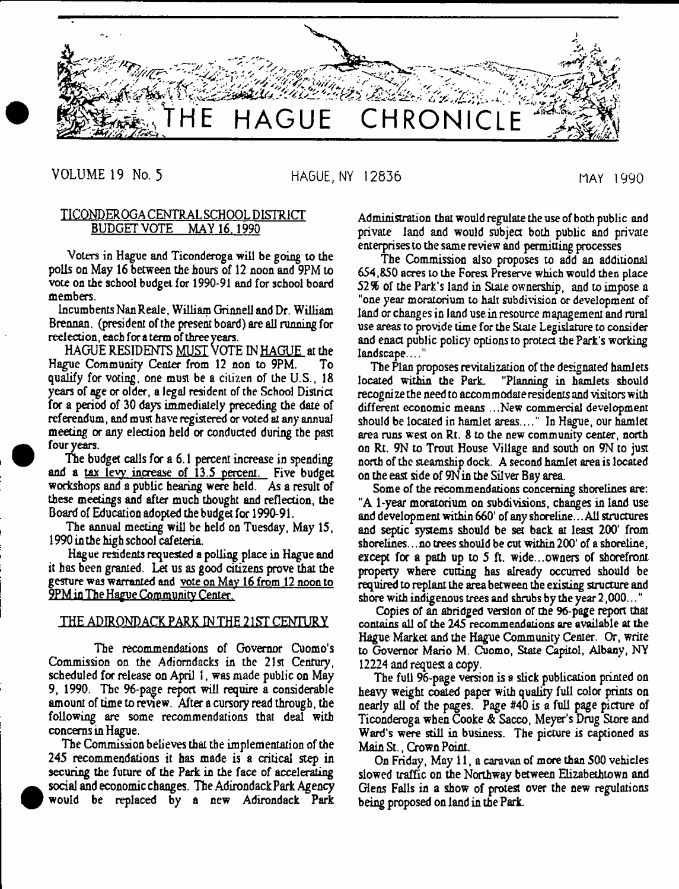# THE HAGUE CHRONICLE

VOLUME 19 No. 5 — HAGUE, NY 12836 — MAY 1990

## TICONDEROGA CENTRAL SCHOOL DISTRICT BUDGET VOTE MAY 16, 1990

Voters in Hague and Ticonderoga will be going to the polls on May 16 between the hours of 12 noon and 9PM to vote on the school budget for 1990-91 and for school board members.

Incumbents Nan Reale, William Grinnell and Dr. William Brennan, (president of the present board) are all running for reelection, each for a term of three years.

HAGUE RESIDENTS MUST VOTE IN HAGUE at the Hague Community Center from 12 non to 9PM. To qualify for voting, one must be a citizen of the U.S., 18 years of age or older, a legal resident of the School District for a period of 30 days immediately preceding the date of referendum, and must have registered or voted at any annual meeting or any election held or conducted during the past four years.

The budget calls for a 6.1 percent increase in spending and a tax levy increase of 13.5 percent. Five budget workshops and a public hearing were held. As a result of these meetings and after much thought and reflection, the Board of Education adopted the budget for 1990-91.

The annual meeting will be held on Tuesday, May 15, 1990 in the high school cafeteria.

Hague residents requested a polling place in Hague and it has been granted. Let us as good citizens prove that the gesture was warranted and vote on May 16 from 12 noon to 9PM in The Hague Community Center.

## THE ADIRONDACK PARK IN THE 21ST CENTURY

The recommendations of Governor Cuomo's Commission on the Adiorndacks in the 21st Century, scheduled for release on April 1, was made public on May 9, 1990. The 96-page report will require a considerable amount of time to review. After a cursory read through, the following are some recommendations that deal with concerns in Hague.

The Commission believes that the implementation of the 245 recommendations it has made is a critical step in securing the future of the Park in the face of accelerating social and economic changes. The Adirondack Park Agency would be replaced by a new Adirondack Park Administration that would regulate the use of both public and private land and would subject both public and private enterprises to the same review and permitting processes

The Commission also proposes to add an additional 654,850 acres to the Forest Preserve which would then place 52% of the Park's land in State ownership, and to impose a "one year moratorium to halt subdivision or development of land or changes in land use in resource management and rural use areas to provide time for the State Legislature to consider and enact public policy options to protect the Park's working landscape...."

The Plan proposes revitalization of the designated hamlets located within the Park. "Planning in hamlets should recognize the need to accommodate residents and visitors with different economic means ...New commercial development should be located in hamlet areas...." In Hague, our hamlet area runs west on Rt. 8 to the new community center, north on Rt. 9N to Trout House Village and south on 9N to just north of the steamship dock. A second hamlet area is located on the east side of 9N in the Silver Bay area.

Some of the recommendations concerning shorelines are: "A 1-year moratorium on subdivisions, changes in land use and development within 660' of any shoreline...All structures and septic systems should be set back at least 200' from shorelines...no trees should be cut within 200' of a shoreline, except for a path up to 5 ft. wide...owners of shorefront property where cutting has already occurred should be required to replant the area between the existing structure and shore with indigenous trees and shrubs by the year 2,000..."

Copies of an abridged version of the 96-page report that contains all of the 245 recommendations are available at the Hague Market and the Hague Community Center. Or, write to Governor Mario M. Cuomo, State Capitol, Albany, NY 12224 and request a copy.

The full 96-page version is a slick publication printed on heavy weight coated paper with quality full color prints on nearly all of the pages. Page #40 is a full page picture of Ticonderoga when Cooke & Sacco, Meyer's Drug Store and Ward's were still in business. The picture is captioned as Main St., Crown Point.

On Friday, May 11, a caravan of more than 500 vehicles slowed traffic on the Northway between Elizabethtown and Glens Falls in a show of protest over the new regulations being proposed on land in the Park.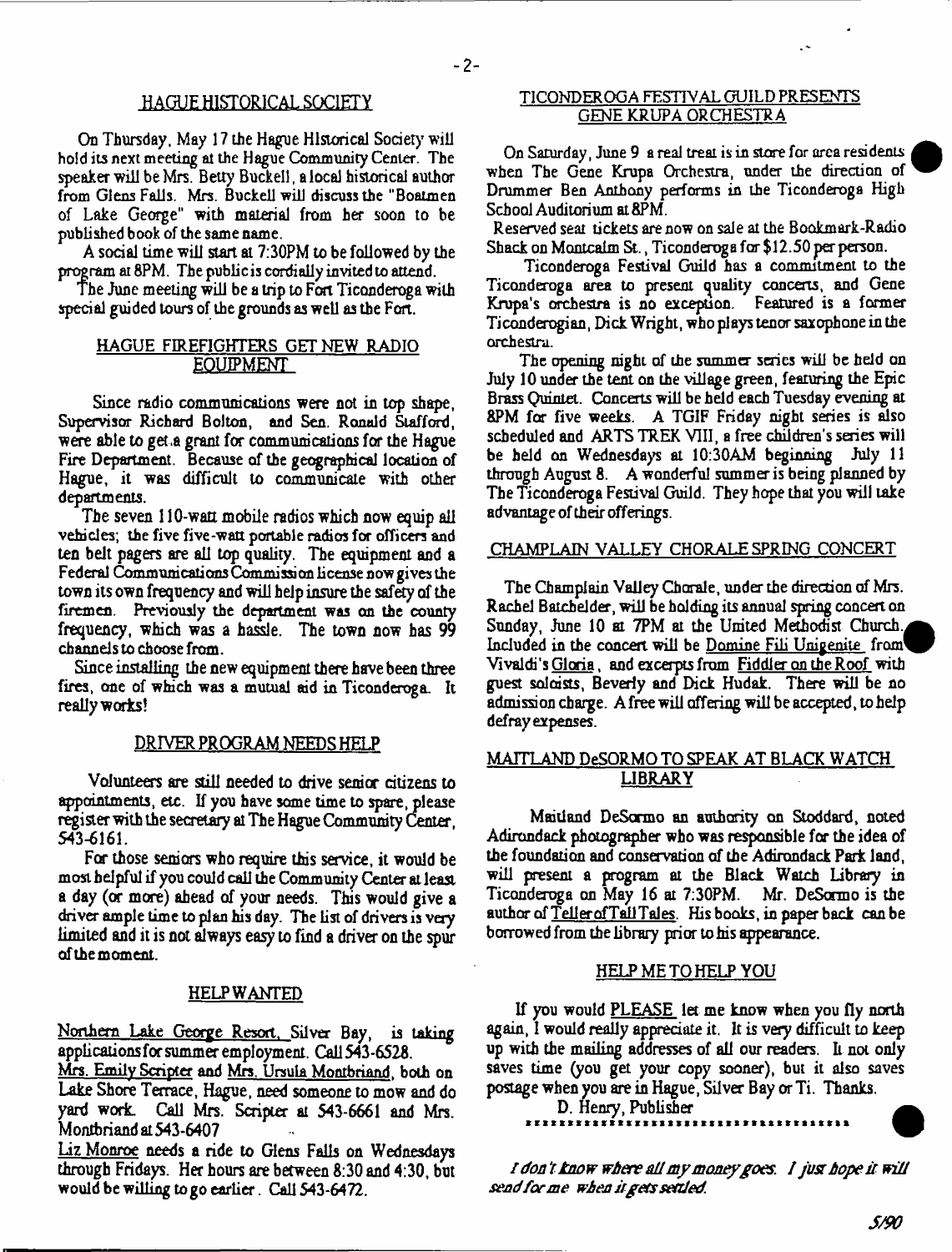## HAGUE HISTORICAL SOCIETY

On Thursday, May 17 the Hague Historical Society will hold its next meeting at the Hague Community Center. The speaker will be Mrs. Betty Buckell, a local historical author from Glens Falls. Mrs. Buckell will discuss the "Boatmen of Lake George" with material from her soon to be published book of the same name.

A social time will start at 7:30PM to be followed by the program at 8PM. The public is cordially invited to attend.

The June meeting will be a trip to Fort Ticonderoga with special guided tours of the grounds as well as the Fort.

## HAGUE FIREFIGHTERS GET NEW RADIO EQUIPMENT

Since radio communications were not in top shape, Supervisor Richard Bolton, and Sen. Ronald Stafford, were able to get a grant for communications for the Hague Fire Department. Because of the geographical location of Hague, it was difficult to communicate with other departments.

The seven 110-watt mobile radios which now equip all vehicles; the five five-watt portable radios for officers and ten belt pagers are all top quality. The equipment and a Federal Communications Commission license now gives the town its own frequency and will help insure the safety of the firemen. Previously the department was on the county frequency, which was a hassle. The town now has 99 channels to choose from.

Since installing the new equipment there have been three fires, one of which was a mutual aid in Ticonderoga. It really works!

## DRIVER PROGRAM NEEDS HELP

Volunteers are still needed to drive senior citizens to appointments, etc. If you have some time to spare, please register with the secretary at The Hague Community Center, 543-6161.

For those seniors who require this service, it would be most helpful if you could call the Community Center at least a day (or more) ahead of your needs. This would give a driver ample time to plan his day. The list of drivers is very limited and it is not always easy to find a driver on the spur of the moment.

## HELP WANTED

Northern Lake George Resort, Silver Bay, is taking applications for summer employment. Call 543-6528.

Mrs. Emily Scripter and Mrs. Ursula Montbriand, both on Lake Shore Terrace, Hague, need someone to mow and do yard work. Call Mrs. Scripter at 543-6661 and Mrs. Montbriand at 543-6407

Liz Monroe needs a ride to Glens Falls on Wednesdays through Fridays. Her hours are between 8:30 and 4:30, but would be willing to go earlier. Call 543-6472.

## TICONDEROGA FESTIVAL GUILD PRESENTS GENE KRUPA ORCHESTRA

On Saturday, June 9 a real treat is in store for area residents when The Gene Krupa Orchestra, under the direction of Drummer Ben Anthony performs in the Ticonderoga High School Auditorium at 8PM.

Reserved seat tickets are now on sale at the Bookmark-Radio Shack on Montcalm St., Ticonderoga for $12.50 per person.

Ticonderoga Festival Guild has a commitment to the Ticonderoga area to present quality concerts, and Gene Krupa's orchestra is no exception. Featured is a former Ticonderogian, Dick Wright, who plays tenor saxophone in the orchestra.

The opening night of the summer series will be held on July 10 under the tent on the village green, featuring the Epic Brass Quintet. Concerts will be held each Tuesday evening at 8PM for five weeks. A TGIF Friday night series is also scheduled and ARTS TREK VIII, a free children's series will be held on Wednesdays at 10:30AM beginning July 11 through August 8. A wonderful summer is being planned by The Ticonderoga Festival Guild. They hope that you will take advantage of their offerings.

## CHAMPLAIN VALLEY CHORALE SPRING CONCERT

The Champlain Valley Chorale, under the direction of Mrs. Rachel Batchelder, will be holding its annual spring concert on Sunday, June 10 at 7PM at the United Methodist Church. Included in the concert will be Domine Fili Unigenite from Vivaldi's Gloria, and excerpts from Fiddler on the Roof with guest soloists, Beverly and Dick Hudak. There will be no admission charge. A free will offering will be accepted, to help defray expenses.

## MAITLAND DeSORMO TO SPEAK AT BLACK WATCH LIBRARY

Maitland DeSormo an authority on Stoddard, noted Adirondack photographer who was responsible for the idea of the foundation and conservation of the Adirondack Park land, will present a program at the Black Watch Library in Ticonderoga on May 16 at 7:30PM. Mr. DeSormo is the author of Teller of Tall Tales. His books, in paper back can be borrowed from the library prior to his appearance.

## HELP ME TO HELP YOU

If you would PLEASE let me know when you fly north again, I would really appreciate it. It is very difficult to keep up with the mailing addresses of all our readers. It not only saves time (you get your copy sooner), but it also saves postage when you are in Hague, Silver Bay or Ti. Thanks.

D. Henry, Publisher

---

*I don't know where all my money goes. I just hope it will send for me when it gets settled.*

5/90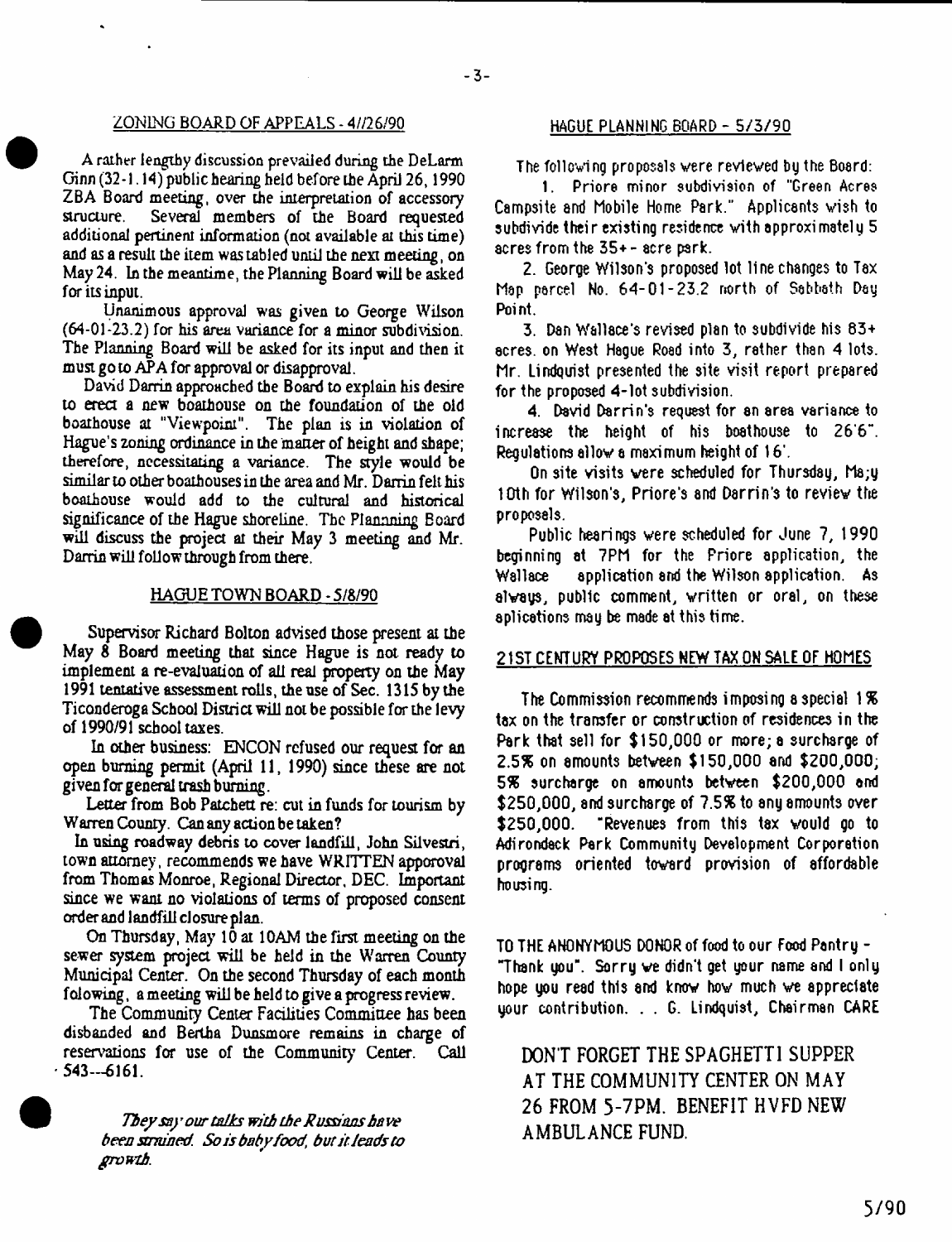## ZONING BOARD OF APPEALS - 4/26/90

A rather lengthy discussion prevailed during the DeLarm Ginn (32-1.14) public hearing held before the April 26, 1990 ZBA Board meeting, over the interpretation of accessory structure. Several members of the Board requested additional pertinent information (not available at this time) and as a result the item was tabled until the next meeting, on May 24. In the meantime, the Planning Board will be asked for its input.

Unanimous approval was given to George Wilson (64-01-23.2) for his area variance for a minor subdivision. The Planning Board will be asked for its input and then it must go to APA for approval or disapproval.

David Darrin approached the Board to explain his desire to erect a new boathouse on the foundation of the old boathouse at "Viewpoint". The plan is in violation of Hague's zoning ordinance in the matter of height and shape; therefore, necessitating a variance. The style would be similar to other boathouses in the area and Mr. Darrin felt his boathouse would add to the cultural and historical significance of the Hague shoreline. The Plannning Board will discuss the project at their May 3 meeting and Mr. Darrin will follow through from there.

## HAGUE TOWN BOARD - 5/8/90

Supervisor Richard Bolton advised those present at the May 8 Board meeting that since Hague is not ready to implement a re-evaluation of all real property on the May 1991 tentative assessment rolls, the use of Sec. 1315 by the Ticonderoga School District will not be possible for the levy of 1990/91 school taxes.

In other business: ENCON refused our request for an open burning permit (April 11, 1990) since these are not given for general trash burning.

Letter from Bob Patchett re: cut in funds for tourism by Warren County. Can any action be taken?

In using roadway debris to cover landfill, John Silvestri, town attorney, recommends we have WRITTEN apporoval from Thomas Monroe, Regional Director, DEC. Important since we want no violations of terms of proposed consent order and landfill closure plan.

On Thursday, May 10 at 10AM the first meeting on the sewer system project will be held in the Warren County Municipal Center. On the second Thursday of each month folowing, a meeting will be held to give a progress review.

The Community Center Facilities Committee has been disbanded and Bertha Dunsmore remains in charge of reservations for use of the Community Center. Call 543---6161.

*They say our talks with the Russians have been strained. So is baby food, but it leads to growth.*

## HAGUE PLANNING BOARD - 5/3/90

The following proposals were reviewed by the Board:

1. Priore minor subdivision of "Green Acres Campsite and Mobile Home Park." Applicants wish to subdivide their existing residence with approximately 5 acres from the 35+ - acre park.

2. George Wilson's proposed lot line changes to Tax Map parcel No. 64-01-23.2 north of Sabbath Day Point.

3. Dan Wallace's revised plan to subdivide his 83+ acres. on West Hague Road into 3, rather than 4 lots. Mr. Lindquist presented the site visit report prepared for the proposed 4-lot subdivision.

4. David Darrin's request for an area variance to increase the height of his boathouse to 26'6". Regulations allow a maximum height of 16'.

On site visits were scheduled for Thursday, Ma;y 10th for Wilson's, Priore's and Darrin's to review the proposals.

Public hearings were scheduled for June 7, 1990 beginning at 7PM for the Priore application, the Wallace application and the Wilson application. As always, public comment, written or oral, on these aplications may be made at this time.

## 21ST CENTURY PROPOSES NEW TAX ON SALE OF HOMES

The Commission recommends imposing a special 1% tax on the transfer or construction of residences in the Park that sell for $150,000 or more; a surcharge of 2.5% on amounts between $150,000 and $200,000; 5% surcharge on amounts between $200,000 and $250,000, and surcharge of 7.5% to any amounts over $250,000. "Revenues from this tax would go to Adirondack Park Community Development Corporation programs oriented toward provision of affordable housing.

TO THE ANONYMOUS DONOR of food to our Food Pantry - "Thank you". Sorry we didn't get your name and I only hope you read this and know how much we appreciate your contribution. . . G. Lindquist, Chairman CARE

DON'T FORGET THE SPAGHETTI SUPPER AT THE COMMUNITY CENTER ON MAY 26 FROM 5-7PM. BENEFIT HVFD NEW AMBULANCE FUND.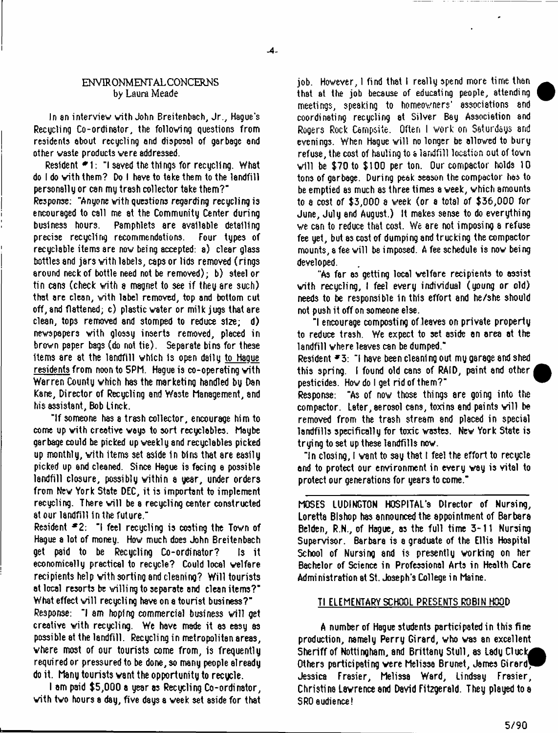## ENVIRONMENTAL CONCERNS
by Laura Meade

In an interview with John Breitenbach, Jr., Hague's Recycling Co-ordinator, the following questions from residents about recycling and disposal of garbage and other waste products were addressed.

Resident #1: "I saved the things for recycling. What do I do with them? Do I have to take them to the landfill personally or can my trash collector take them?"

Response: "Anyone with questions regarding recycling is encouraged to call me at the Community Center during business hours. Pamphlets are available detailing precise recycling recommendations. Four types of recyclable items are now being accepted: a) clear glass bottles and jars with labels, caps or lids removed (rings around neck of bottle need not be removed); b) steel or tin cans (check with a magnet to see if they are such) that are clean, with label removed, top and bottom cut off, and flattened; c) plastic water or milk jugs that are clean, tops removed and stomped to reduce size; d) newspapers with glossy inserts removed, placed in brown paper bags (do not tie). Separate bins for these items are at the landfill which is open daily to Hague residents from noon to 5PM. Hague is co-operating with Warren County which has the marketing handled by Dan Kane, Director of Recycling and Waste Management, and his assistant, Bob Linck.

"If someone has a trash collector, encourage him to come up with creative ways to sort recyclables. Maybe garbage could be picked up weekly and recyclables picked up monthly, with items set aside in bins that are easily picked up and cleaned. Since Hague is facing a possible landfill closure, possibly within a year, under orders from New York State DEC, it is important to implement recycling. There will be a recycling center constructed at our landfill in the future."

Resident #2: "I feel recycling is costing the Town of Hague a lot of money. How much does John Breitenbach get paid to be Recycling Co-ordinator? Is it economically practical to recycle? Could local welfare recipients help with sorting and cleaning? Will tourists at local resorts be willing to separate and clean items?" What effect will recycling have on a tourist business?"

Response: "I am hoping commercial business will get creative with recycling. We have made it as easy as possible at the landfill. Recycling in metropolitan areas, where most of our tourists come from, is frequently required or pressured to be done, so many people already do it. Many tourists want the opportunity to recycle.

I am paid $5,000 a year as Recycling Co-ordinator, with two hours a day, five days a week set aside for that job. However, I find that I really spend more time than that at the job because of educating people, attending meetings, speaking to homeowners' associations and coordinating recycling at Silver Bay Association and Rogers Rock Campsite. Often I work on Saturdays and evenings. When Hague will no longer be allowed to bury refuse, the cost of hauling to a landfill location out of town will be $70 to $100 per ton. Our compactor holds 10 tons of garbage. During peak season the compactor has to be emptied as much as three times a week, which amounts to a cost of $3,000 a week (or a total of $36,000 for June, July and August.) It makes sense to do everything we can to reduce that cost. We are not imposing a refuse fee yet, but as cost of dumping and trucking the compactor mounts, a fee will be imposed. A fee schedule is now being developed.

"As far as getting local welfare recipients to assist with recycling, I feel every individual (young or old) needs to be responsible in this effort and he/she should not push it off on someone else.

"I encourage composting of leaves on private property to reduce trash. We expect to set aside an area at the landfill where leaves can be dumped."

Resident #3: "I have been cleaning out my garage and shed this spring. I found old cans of RAID, paint and other pesticides. How do I get rid of them?"

Response: "As of now those things are going into the compactor. Later, aerosol cans, toxins and paints will be removed from the trash stream and placed in special landfills specifically for toxic wastes. New York State is trying to set up these landfills now.

"In closing, I want to say that I feel the effort to recycle and to protect our environment in every way is vital to protect our generations for years to come."

---

MOSES LUDINGTON HOSPITAL's Director of Nursing, Loretta Bishop has announced the appointment of Barbara Belden, R.N., of Hague, as the full time 3-11 Nursing Supervisor. Barbara is a graduate of the Ellis Hospital School of Nursing and is presently working on her Bachelor of Science in Professional Arts in Health Care Administration at St. Joseph's College in Maine.

## TI ELEMENTARY SCHOOL PRESENTS ROBIN HOOD

A number of Hague students participated in this fine production, namely Perry Girard, who was an excellent Sheriff of Nottingham, and Brittany Stull, as Lady Cluck. Others participating were Melissa Brunet, James Girard, Jessica Frasier, Melissa Ward, Lindsay Frasier, Christina Lawrence and David Fitzgerald. They played to a SRO audience!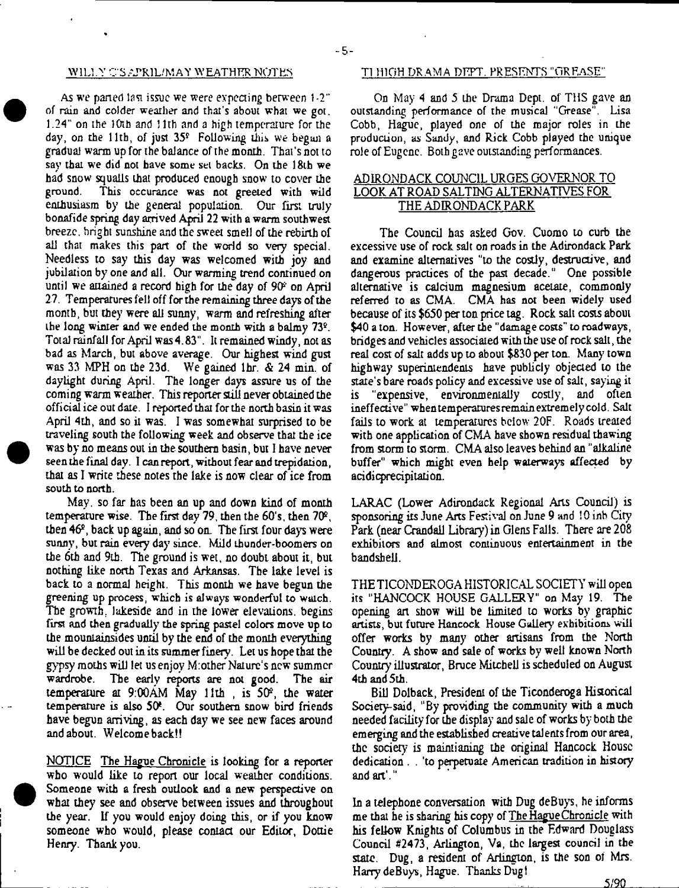## WILLY C'S APRIL/MAY WEATHER NOTES

As we parted last issue we were expecting between 1-2" of rain and colder weather and that's about what we got. 1.24" on the 10th and 11th and a high temperature for the day, on the 11th, of just 35º Following this we began a gradual warm up for the balance of the month. That's not to say that we did not have some set backs. On the 18th we had snow squalls that produced enough snow to cover the ground. This occurance was not greeted with wild enthusiasm by the general population. Our first truly bonafide spring day arrived April 22 with a warm southwest breeze, bright sunshine and the sweet smell of the rebirth of all that makes this part of the world so very special. Needless to say this day was welcomed with joy and jubilation by one and all. Our warming trend continued on until we attained a record high for the day of 90º on April 27. Temperatures fell off for the remaining three days of the month, but they were all sunny, warm and refreshing after the long winter and we ended the month with a balmy 73º. Total rainfall for April was 4.83". It remained windy, not as bad as March, but above average. Our highest wind gust was 33 MPH on the 23d. We gained 1hr. & 24 min. of daylight during April. The longer days assure us of the coming warm weather. This reporter still never obtained the official ice out date. I reported that for the north basin it was April 4th, and so it was. I was somewhat surprised to be traveling south the following week and observe that the ice was by no means out in the southern basin, but I have never seen the final day. I can report, without fear and trepidation, that as I write these notes the lake is now clear of ice from south to north.

May, so far has been an up and down kind of month temperature wise. The first day 79, then the 60's, then 70º, then 46º, back up again, and so on. The first four days were sunny, but rain every day since. Mild thunder-boomers on the 6th and 9th. The ground is wet, no doubt about it, but nothing like north Texas and Arkansas. The lake level is back to a normal height. This month we have begun the greening up process, which is always wonderful to watch. The growth, lakeside and in the lower elevations, begins first and then gradually the spring pastel colors move up to the mountainsides until by the end of the month everything will be decked out in its summer finery. Let us hope that the gypsy moths will let us enjoy Mother Nature's new summer wardrobe. The early reports are not good. The air temperature at 9:00AM May 11th, is 50º, the water temperature is also 50º. Our southern snow bird friends have begun arriving, as each day we see new faces around and about. Welcome back!!

NOTICE The Hague Chronicle is looking for a reporter who would like to report our local weather conditions. Someone with a fresh outlook and a new perspective on what they see and observe between issues and throughout the year. If you would enjoy doing this, or if you know someone who would, please contact our Editor, Dottie Henry. Thank you.

## TI HIGH DRAMA DEPT. PRESENTS "GREASE"

On May 4 and 5 the Drama Dept. of THS gave an outstanding performance of the musical "Grease". Lisa Cobb, Hague, played one of the major roles in the production, as Sandy, and Rick Cobb played the unique role of Eugene. Both gave outstanding performances.

## ADIRONDACK COUNCIL URGES GOVERNOR TO LOOK AT ROAD SALTING ALTERNATIVES FOR THE ADIRONDACK PARK

The Council has asked Gov. Cuomo to curb the excessive use of rock salt on roads in the Adirondack Park and examine alternatives "to the costly, destructive, and dangerous practices of the past decade." One possible alternative is calcium magnesium acetate, commonly referred to as CMA. CMA has not been widely used because of its $650 per ton price tag. Rock salt costs about $40 a ton. However, after the "damage costs" to roadways, bridges and vehicles associated with the use of rock salt, the real cost of salt adds up to about $830 per ton. Many town highway superintendents have publicly objected to the state's bare roads policy and excessive use of salt, saying it is "expensive, environmentally costly, and often ineffective" when temperatures remain extremely cold. Salt fails to work at temperatures below 20F. Roads treated with one application of CMA have shown residual thawing from storm to storm. CMA also leaves behind an "alkaline buffer" which might even help waterways affected by acidicprecipitation.

LARAC (Lower Adirondack Regional Arts Council) is sponsoring its June Arts Festival on June 9 and 10 inh City Park (near Crandall Library) in Glens Falls. There are 208 exhibitors and almost continuous entertainment in the bandshell.

THE TICONDEROGA HISTORICAL SOCIETY will open its "HANCOCK HOUSE GALLERY" on May 19. The opening art show will be limited to works by graphic artists, but future Hancock House Gallery exhibitions will offer works by many other artisans from the North Country. A show and sale of works by well known North Country illustrator, Bruce Mitchell is scheduled on August 4th and 5th.

Bill Dolback, President of the Ticonderoga Historical Society said, "By providing the community with a much needed facility for the display and sale of works by both the emerging and the established creative talents from our area, the society is maintianing the original Hancock House dedication . . 'to perpetuate American tradition in history and art'."

In a telephone conversation with Dug deBuys, he informs me that he is sharing his copy of The Hague Chronicle with his fellow Knights of Columbus in the Edward Douglass Council #2473, Arlington, Va, the largest council in the state. Dug, a resident of Arlington, is the son of Mrs. Harry deBuys, Hague. Thanks Dug!

5/90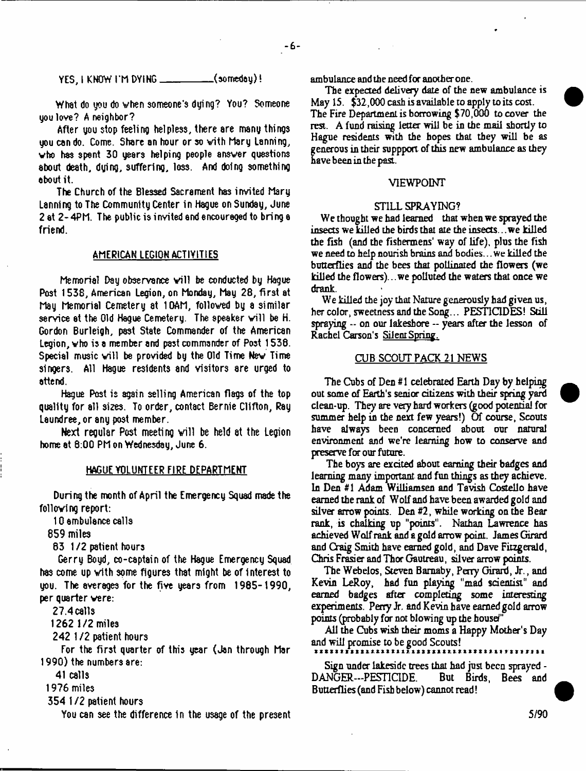YES, I KNOW I'M DYING __________(someday)!

What do you do when someone's dying? You? Someone you love? A neighbor?

After you stop feeling helpless, there are many things you can do. Come. Share an hour or so with Mary Lanning, who has spent 30 years helping people answer questions about death, dying, suffering, loss. And doing something about it.

The Church of the Blessed Sacrament has invited Mary Lanning to The Community Center in Hague on Sunday, June 2 at 2-4PM. The public is invited and encouraged to bring a friend.

## AMERICAN LEGION ACTIVITIES

Memorial Day observance will be conducted by Hague Post 1538, American Legion, on Monday, May 28, first at May Memorial Cemetery at 10AM, followed by a similar service at the Old Hague Cemetery. The speaker will be H. Gordon Burleigh, past State Commander of the American Legion, who is a member and past commander of Post 1538. Special music will be provided by the Old Time New Time singers. All Hague residents and visitors are urged to attend.

Hague Post is again selling American flags of the top quality for all sizes. To order, contact Bernie Clifton, Ray Laundree, or any post member.

Next regular Post meeting will be held at the Legion home at 8:00 PM on Wednesday, June 6.

## HAGUE VOLUNTEER FIRE DEPARTMENT

During the month of April the Emergency Squad made the following report:

10 ambulance calls
859 miles
83 1/2 patient hours

Gerry Boyd, co-captain of the Hague Emergency Squad has come up with some figures that might be of interest to you. The averages for the five years from 1985-1990, per quarter were:

27.4 calls
1262 1/2 miles
242 1/2 patient hours

For the first quarter of this year (Jan through Mar 1990) the numbers are:

41 calls
1976 miles
354 1/2 patient hours

You can see the difference in the usage of the present ambulance and the need for another one.

The expected delivery date of the new ambulance is May 15. $32,000 cash is available to apply to its cost. The Fire Department is borrowing $70,000 to cover the rest. A fund raising letter will be in the mail shortly to Hague residents with the hopes that they will be as generous in their suppport of this new ambulance as they have been in the past.

## VIEWPOINT

### STILL SPRAYING?

We thought we had learned that when we sprayed the insects we killed the birds that ate the insects...we killed the fish (and the fishermens' way of life), plus the fish we need to help nourish brains and bodies...we killed the butterflies and the bees that pollinated the flowers (we killed the flowers)...we polluted the waters that once we drank.

We killed the joy that Nature generously had given us, her color, sweetness and the Song... PESTICIDES! Still spraying -- on our lakeshore -- years after the lesson of Rachel Carson's Silent Spring.

## CUB SCOUT PACK 21 NEWS

The Cubs of Den #1 celebrated Earth Day by helping out some of Earth's senior citizens with their spring yard clean-up. They are very hard workers (good potential for summer help in the next few years!) Of course, Scouts have always been concerned about our natural environment and we're learning how to conserve and preserve for our future.

The boys are excited about earning their badges and learning many important and fun things as they achieve. In Den #1 Adam Williamsen and Tavish Costello have earned the rank of Wolf and have been awarded gold and silver arrow points. Den #2, while working on the Bear rank, is chalking up "points". Nathan Lawrence has achieved Wolf rank and a gold arrow point. James Girard and Craig Smith have earned gold, and Dave Fitzgerald, Chris Frasier and Thor Gautreau, silver arrow points.

The Webelos, Steven Barnaby, Perry Girard, Jr., and Kevin LeRoy, had fun playing "mad scientist" and earned badges after completing some interesting experiments. Perry Jr. and Kevin have earned gold arrow points (probably for not blowing up the house!"

All the Cubs wish their moms a Happy Mother's Day and will promise to be good Scouts!

---

Sign under lakeside trees that had just been sprayed - DANGER---PESTICIDE. But Birds, Bees and Butterflies (and Fish below) cannot read!

5/90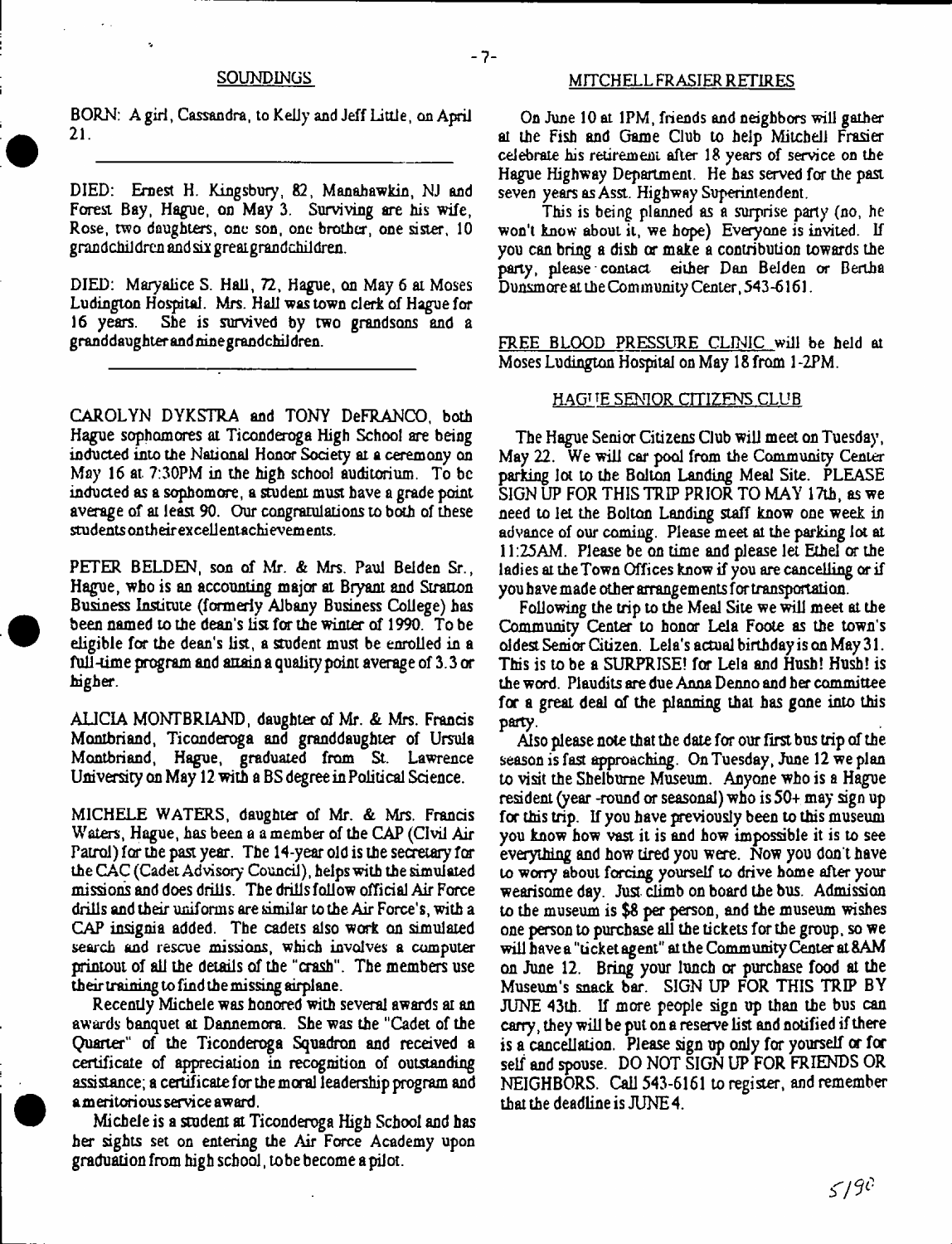## SOUNDINGS

BORN: A girl, Cassandra, to Kelly and Jeff Little, on April 21.

---

DIED: Ernest H. Kingsbury, 82, Manahawkin, NJ and Forest Bay, Hague, on May 3. Surviving are his wife, Rose, two daughters, one son, one brother, one sister, 10 grandchildren and six great grandchildren.

DIED: Maryalice S. Hall, 72, Hague, on May 6 at Moses Ludington Hospital. Mrs. Hall was town clerk of Hague for 16 years. She is survived by two grandsons and a granddaughter and nine grandchildren.

---

CAROLYN DYKSTRA and TONY DeFRANCO, both Hague sophomores at Ticonderoga High School are being inducted into the National Honor Society at a ceremony on May 16 at 7:30PM in the high school auditorium. To be inducted as a sophomore, a student must have a grade point average of at least 90. Our congratulations to both of these students on their excellent achievements.

PETER BELDEN, son of Mr. & Mrs. Paul Belden Sr., Hague, who is an accounting major at Bryant and Stratton Business Institute (formerly Albany Business College) has been named to the dean's list for the winter of 1990. To be eligible for the dean's list, a student must be enrolled in a full-time program and attain a quality point average of 3.3 or higher.

ALICIA MONTBRIAND, daughter of Mr. & Mrs. Francis Montbriand, Ticonderoga and granddaughter of Ursula Montbriand, Hague, graduated from St. Lawrence University on May 12 with a BS degree in Political Science.

MICHELE WATERS, daughter of Mr. & Mrs. Francis Waters, Hague, has been a a member of the CAP (Civil Air Patrol) for the past year. The 14-year old is the secretary for the CAC (Cadet Advisory Council), helps with the simulated missions and does drills. The drills follow official Air Force drills and their uniforms are similar to the Air Force's, with a CAP insignia added. The cadets also work on simulated search and rescue missions, which involves a computer printout of all the details of the "crash". The members use their training to find the missing airplane.

Recently Michele was honored with several awards at an awards banquet at Dannemora. She was the "Cadet of the Quarter" of the Ticonderoga Squadron and received a certificate of appreciation in recognition of outstanding assistance; a certificate for the moral leadership program and a meritorious service award.

Michele is a student at Ticonderoga High School and has her sights set on entering the Air Force Academy upon graduation from high school, to be become a pilot.

## MITCHELL FRASIER RETIRES

On June 10 at 1PM, friends and neighbors will gather at the Fish and Game Club to help Mitchell Frasier celebrate his retirement after 18 years of service on the Hague Highway Department. He has served for the past seven years as Asst. Highway Superintendent.

This is being planned as a surprise party (no, he won't know about it, we hope) Everyone is invited. If you can bring a dish or make a contribution towards the party, please contact either Dan Belden or Bertha Dunsmore at the Community Center, 543-6161.

FREE BLOOD PRESSURE CLINIC will be held at Moses Ludington Hospital on May 18 from 1-2PM.

## HAGUE SENIOR CITIZENS CLUB

The Hague Senior Citizens Club will meet on Tuesday, May 22. We will car pool from the Community Center parking lot to the Bolton Landing Meal Site. PLEASE SIGN UP FOR THIS TRIP PRIOR TO MAY 17th, as we need to let the Bolton Landing staff know one week in advance of our coming. Please meet at the parking lot at 11:25AM. Please be on time and please let Ethel or the ladies at the Town Offices know if you are cancelling or if you have made other arrangements for transportation.

Following the trip to the Meal Site we will meet at the Community Center to honor Lela Foote as the town's oldest Senior Citizen. Lela's actual birthday is on May 31. This is to be a SURPRISE! for Lela and Hush! Hush! is the word. Plaudits are due Anna Denno and her committee for a great deal of the planning that has gone into this party.

Also please note that the date for our first bus trip of the season is fast approaching. On Tuesday, June 12 we plan to visit the Shelburne Museum. Anyone who is a Hague resident (year -round or seasonal) who is 50+ may sign up for this trip. If you have previously been to this museum you know how vast it is and how impossible it is to see everything and how tired you were. Now you don't have to worry about forcing yourself to drive home after your wearisome day. Just climb on board the bus. Admission to the museum is $8 per person, and the museum wishes one person to purchase all the tickets for the group, so we will have a "ticket agent" at the Community Center at 8AM on June 12. Bring your lunch or purchase food at the Museum's snack bar. SIGN UP FOR THIS TRIP BY JUNE 43th. If more people sign up than the bus can carry, they will be put on a reserve list and notified if there is a cancellation. Please sign up only for yourself or for self and spouse. DO NOT SIGN UP FOR FRIENDS OR NEIGHBORS. Call 543-6161 to register, and remember that the deadline is JUNE 4.

5/90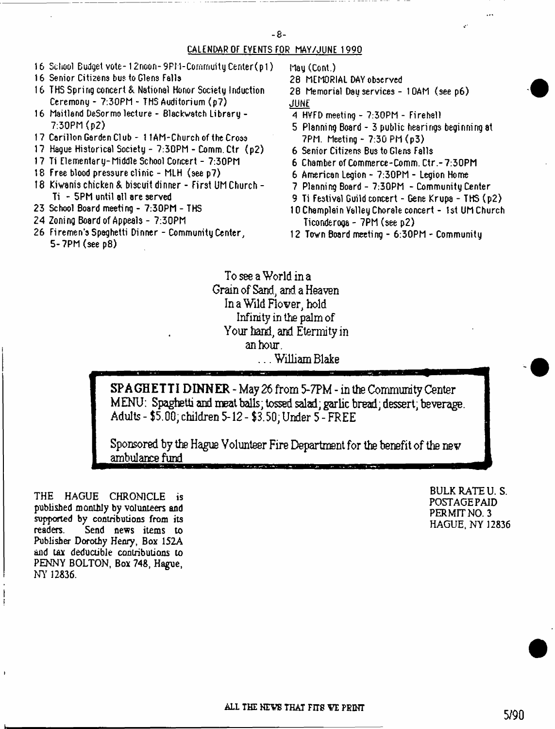## CALENDAR OF EVENTS FOR MAY/JUNE 1990

- 16 School Budget vote - 12noon - 9PM - Community Center (p1)
- 16 Senior Citizens bus to Glens Falls
- 16 THS Spring concert & National Honor Society Induction Ceremony - 7:30PM - THS Auditorium (p7)
- 16 Maitland DeSormo lecture - Blackwatch Library - 7:30PM (p2)
- 17 Carillon Garden Club - 11AM - Church of the Cross
- 17 Hague Historical Society - 7:30PM - Comm. Ctr (p2)
- 17 Ti Elementary-Middle School Concert - 7:30PM
- 18 Free blood pressure clinic - MLH (see p7)
- 18 Kiwanis chicken & biscuit dinner - First UM Church - Ti - 5PM until all are served
- 23 School Board meeting - 7:30PM - THS
- 24 Zoning Board of Appeals - 7:30PM
- 26 Firemen's Spaghetti Dinner - Community Center, 5-7PM (see p8)

May (Cont.)

- 28 MEMORIAL DAY observed
- 28 Memorial Day services - 10AM (see p6)

JUNE

- 4 HVFD meeting - 7:30PM - Firehall
- 5 Planning Board - 3 public hearings beginning at 7PM. Meeting - 7:30 PM (p3)
- 6 Senior Citizens Bus to Glens Falls
- 6 Chamber of Commerce - Comm. Ctr. - 7:30PM
- 6 American Legion - 7:30PM - Legion Home
- 7 Planning Board - 7:30PM - Community Center
- 9 Ti Festival Guild concert - Gene Krupa - THS (p2)
- 10 Champlain Valley Chorale concert - 1st UM Church Ticonderoga - 7PM (see p2)
- 12 Town Board meeting - 6:30PM - Community

To see a World in a
Grain of Sand, and a Heaven
In a Wild Flover, hold
Infinity in the palm of
Your hand, and Etermity in
an hour.
... William Blake

**SPAGHETTI DINNER** - May 26 from 5-7PM - in the Community Center
MENU: Spaghetti and meat balls; tossed salad; garlic bread; dessert; beverage.
Adults - $5.00; children 5-12 - $3.50; Under 5 - FREE

Sponsored by the Hague Volunteer Fire Department for the benefit of the new ambulance fund

THE HAGUE CHRONICLE is published monthly by volunteers and supported by contributions from its readers. Send news items to Publisher Dorothy Henry, Box 152A and tax deductible contributions to PENNY BOLTON, Box 748, Hague, NY 12836.

BULK RATE U. S.
POSTAGE PAID
PERMIT NO. 3
HAGUE, NY 12836

ALL THE NEWS THAT FITS WE PRINT